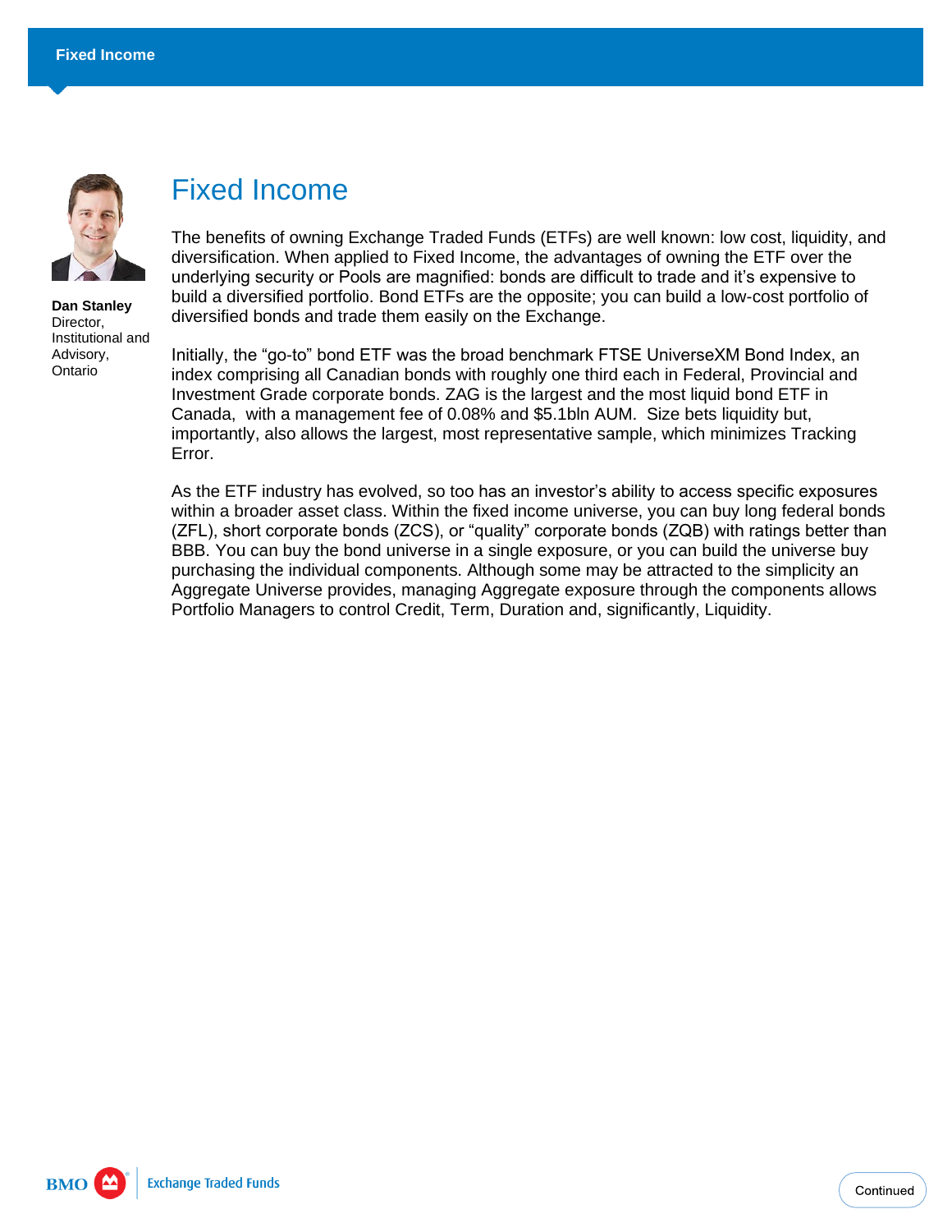# Fixed Income

**Dan Stanley**
Director,
Institutional and Advisory,
Ontario

The benefits of owning Exchange Traded Funds (ETFs) are well known: low cost, liquidity, and diversification. When applied to Fixed Income, the advantages of owning the ETF over the underlying security or Pools are magnified: bonds are difficult to trade and it's expensive to build a diversified portfolio. Bond ETFs are the opposite; you can build a low-cost portfolio of diversified bonds and trade them easily on the Exchange.

Initially, the "go-to" bond ETF was the broad benchmark FTSE UniverseXM Bond Index, an index comprising all Canadian bonds with roughly one third each in Federal, Provincial and Investment Grade corporate bonds. ZAG is the largest and the most liquid bond ETF in Canada, with a management fee of 0.08% and $5.1bln AUM. Size bets liquidity but, importantly, also allows the largest, most representative sample, which minimizes Tracking Error.

As the ETF industry has evolved, so too has an investor's ability to access specific exposures within a broader asset class. Within the fixed income universe, you can buy long federal bonds (ZFL), short corporate bonds (ZCS), or "quality" corporate bonds (ZQB) with ratings better than BBB. You can buy the bond universe in a single exposure, or you can build the universe buy purchasing the individual components. Although some may be attracted to the simplicity an Aggregate Universe provides, managing Aggregate exposure through the components allows Portfolio Managers to control Credit, Term, Duration and, significantly, Liquidity.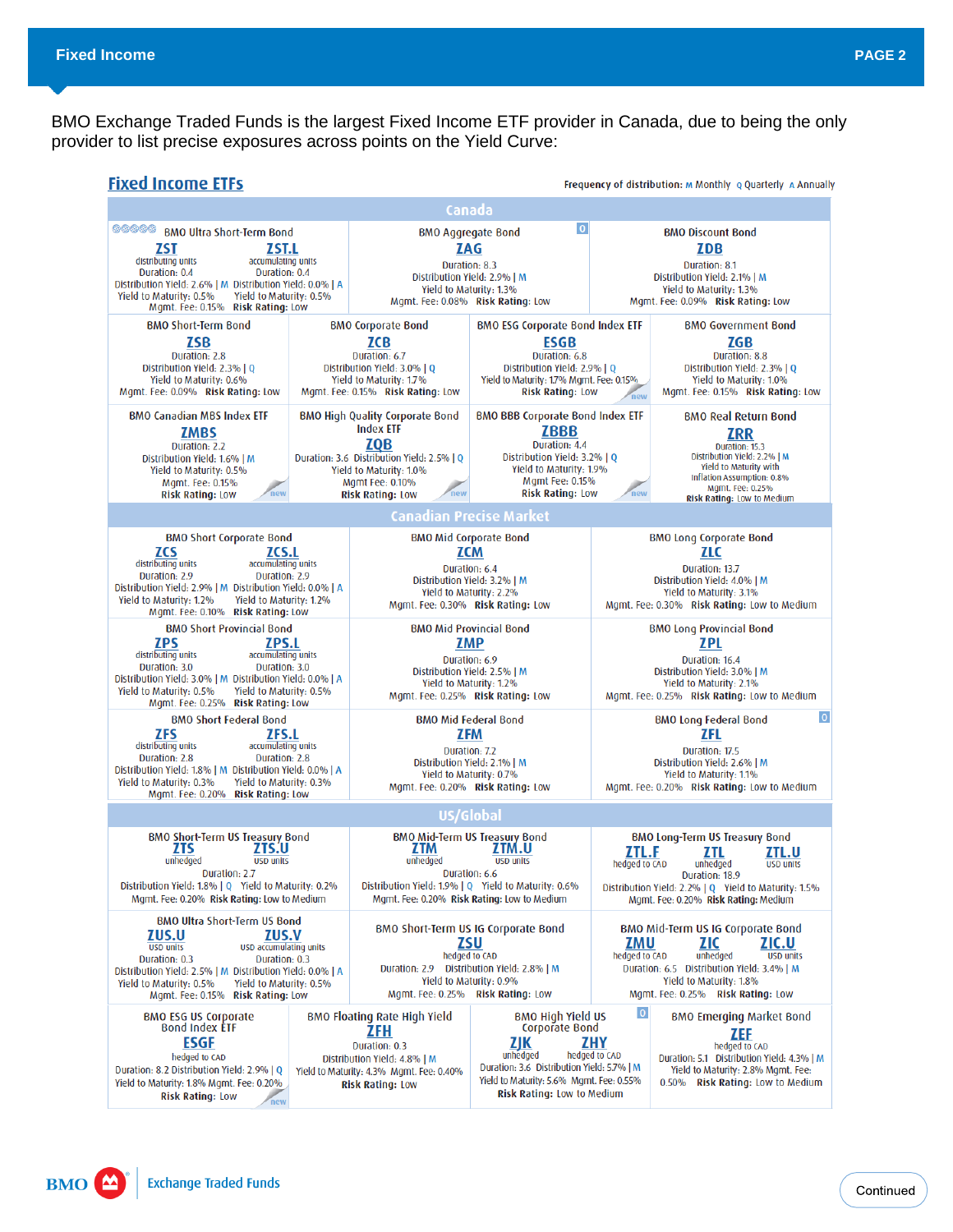## Fixed Income

BMO Exchange Traded Funds is the largest Fixed Income ETF provider in Canada, due to being the only provider to list precise exposures across points on the Yield Curve:

## Fixed Income ETFs

Frequency of distribution: M Monthly Q Quarterly A Annually

### Canada

**BMO Ultra Short-Term Bond**
- **ZST** (distributing units) — Duration: 0.4 | Distribution Yield: 2.6% | M | Yield to Maturity: 0.5%
- **ZST.L** (accumulating units) — Duration: 0.4 | Distribution Yield: 0.0% | A | Yield to Maturity: 0.5%
- Mgmt. Fee: 0.15% **Risk Rating:** Low

**BMO Aggregate Bond** — **ZAG**
Duration: 8.3 | Distribution Yield: 2.9% | M | Yield to Maturity: 1.3% | Mgmt. Fee: 0.08% **Risk Rating:** Low

**BMO Discount Bond** — **ZDB**
Duration: 8.1 | Distribution Yield: 2.1% | M | Yield to Maturity: 1.3% | Mgmt. Fee: 0.09% **Risk Rating:** Low

**BMO Short-Term Bond** — **ZSB**
Duration: 2.8 | Distribution Yield: 2.3% | Q | Yield to Maturity: 0.6% | Mgmt. Fee: 0.09% **Risk Rating:** Low

**BMO Corporate Bond** — **ZCB**
Duration: 6.7 | Distribution Yield: 3.0% | Q | Yield to Maturity: 1.7% | Mgmt. Fee: 0.15% **Risk Rating:** Low

**BMO ESG Corporate Bond Index ETF** — **ESGB** (new)
Duration: 6.8 | Distribution Yield: 2.9% | Q | Yield to Maturity: 1.7% | Mgmt. Fee: 0.15% **Risk Rating:** Low

**BMO Government Bond** — **ZGB**
Duration: 8.8 | Distribution Yield: 2.3% | Q | Yield to Maturity: 1.0% | Mgmt. Fee: 0.15% **Risk Rating:** Low

**BMO Canadian MBS Index ETF** — **ZMBS** (new)
Duration: 2.2 | Distribution Yield: 1.6% | M | Yield to Maturity: 0.5% | Mgmt. Fee: 0.15% **Risk Rating:** Low

**BMO High Quality Corporate Bond Index ETF** — **ZQB** (new)
Duration: 3.6 | Distribution Yield: 2.5% | Q | Yield to Maturity: 1.0% | Mgmt Fee: 0.10% **Risk Rating:** Low

**BMO BBB Corporate Bond Index ETF** — **ZBBB** (new)
Duration: 4.4 | Distribution Yield: 3.2% | Q | Yield to Maturity: 1.9% | Mgmt Fee: 0.15% **Risk Rating:** Low

**BMO Real Return Bond** — **ZRR**
Duration: 15.3 | Distribution Yield: 2.2% | M | Yield to Maturity with Inflation Assumption: 0.8% | Mgmt. Fee: 0.25% **Risk Rating:** Low to Medium

### Canadian Precise Market

**BMO Short Corporate Bond**
- **ZCS** (distributing units) — Duration: 2.9 | Distribution Yield: 2.9% | M | Yield to Maturity: 1.2%
- **ZCS.L** (accumulating units) — Duration: 2.9 | Distribution Yield: 0.0% | A | Yield to Maturity: 1.2%
- Mgmt. Fee: 0.10% **Risk Rating:** Low

**BMO Mid Corporate Bond** — **ZCM**
Duration: 6.4 | Distribution Yield: 3.2% | M | Yield to Maturity: 2.2% | Mgmt. Fee: 0.30% **Risk Rating:** Low

**BMO Long Corporate Bond** — **ZLC**
Duration: 13.7 | Distribution Yield: 4.0% | M | Yield to Maturity: 3.1% | Mgmt. Fee: 0.30% **Risk Rating:** Low to Medium

**BMO Short Provincial Bond**
- **ZPS** (distributing units) — Duration: 3.0 | Distribution Yield: 3.0% | M | Yield to Maturity: 0.5%
- **ZPS.L** (accumulating units) — Duration: 3.0 | Distribution Yield: 0.0% | A | Yield to Maturity: 0.5%
- Mgmt. Fee: 0.25% **Risk Rating:** Low

**BMO Mid Provincial Bond** — **ZMP**
Duration: 6.9 | Distribution Yield: 2.5% | M | Yield to Maturity: 1.2% | Mgmt. Fee: 0.25% **Risk Rating:** Low

**BMO Long Provincial Bond** — **ZPL**
Duration: 16.4 | Distribution Yield: 3.0% | M | Yield to Maturity: 2.1% | Mgmt. Fee: 0.25% **Risk Rating:** Low to Medium

**BMO Short Federal Bond**
- **ZFS** (distributing units) — Duration: 2.8 | Distribution Yield: 1.8% | M | Yield to Maturity: 0.3%
- **ZFS.L** (accumulating units) — Duration: 2.8 | Distribution Yield: 0.0% | A | Yield to Maturity: 0.3%
- Mgmt. Fee: 0.20% **Risk Rating:** Low

**BMO Mid Federal Bond** — **ZFM**
Duration: 7.2 | Distribution Yield: 2.1% | M | Yield to Maturity: 0.7% | Mgmt. Fee: 0.20% **Risk Rating:** Low

**BMO Long Federal Bond** — **ZFL**
Duration: 17.5 | Distribution Yield: 2.6% | M | Yield to Maturity: 1.1% | Mgmt. Fee: 0.20% **Risk Rating:** Low to Medium

### US/Global

**BMO Short-Term US Treasury Bond** — **ZTS** (unhedged), **ZTS.U** (USD units)
Duration: 2.7 | Distribution Yield: 1.8% | Q | Yield to Maturity: 0.2% | Mgmt. Fee: 0.20% **Risk Rating:** Low to Medium

**BMO Mid-Term US Treasury Bond** — **ZTM** (unhedged), **ZTM.U** (USD units)
Duration: 6.6 | Distribution Yield: 1.9% | Q | Yield to Maturity: 0.6% | Mgmt. Fee: 0.20% **Risk Rating:** Low to Medium

**BMO Long-Term US Treasury Bond** — **ZTL.F** (hedged to CAD), **ZTL** (unhedged), **ZTL.U** (USD units)
Duration: 18.9 | Distribution Yield: 2.2% | Q | Yield to Maturity: 1.5% | Mgmt. Fee: 0.20% **Risk Rating:** Medium

**BMO Ultra Short-Term US Bond**
- **ZUS.U** (USD units) — Duration: 0.3 | Distribution Yield: 2.5% | M | Yield to Maturity: 0.5%
- **ZUS.V** (USD accumulating units) — Duration: 0.3 | Distribution Yield: 0.0% | A | Yield to Maturity: 0.5%
- Mgmt. Fee: 0.15% **Risk Rating:** Low

**BMO Short-Term US IG Corporate Bond** — **ZSU** (hedged to CAD)
Duration: 2.9 | Distribution Yield: 2.8% | M | Yield to Maturity: 0.9% | Mgmt. Fee: 0.25% **Risk Rating:** Low

**BMO Mid-Term US IG Corporate Bond** — **ZMU** (hedged to CAD), **ZIC** (unhedged), **ZIC.U** (USD units)
Duration: 6.5 | Distribution Yield: 3.4% | M | Yield to Maturity: 1.8% | Mgmt. Fee: 0.25% **Risk Rating:** Low

**BMO ESG US Corporate Bond Index ETF** — **ESGF** (hedged to CAD) (new)
Duration: 8.2 | Distribution Yield: 2.9% | Q | Yield to Maturity: 1.8% | Mgmt. Fee: 0.20% **Risk Rating:** Low

**BMO Floating Rate High Yield** — **ZFH**
Duration: 0.3 | Distribution Yield: 4.8% | M | Yield to Maturity: 4.3% | Mgmt. Fee: 0.40% **Risk Rating:** Low

**BMO High Yield US Corporate Bond** — **ZJK** (unhedged), **ZHY** (hedged to CAD)
Duration: 3.6 | Distribution Yield: 5.7% | M | Yield to Maturity: 5.6% | Mgmt. Fee: 0.55% **Risk Rating:** Low to Medium

**BMO Emerging Market Bond** — **ZEF** (hedged to CAD)
Duration: 5.1 | Distribution Yield: 4.3% | M | Yield to Maturity: 2.8% | Mgmt. Fee: 0.50% **Risk Rating:** Low to Medium

Continued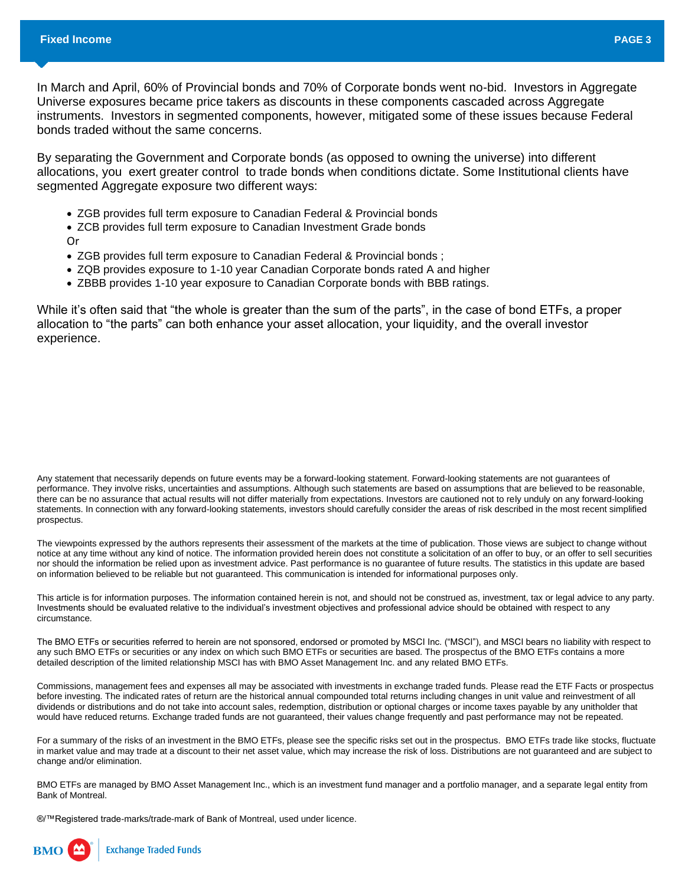In March and April, 60% of Provincial bonds and 70% of Corporate bonds went no-bid. Investors in Aggregate Universe exposures became price takers as discounts in these components cascaded across Aggregate instruments. Investors in segmented components, however, mitigated some of these issues because Federal bonds traded without the same concerns.

By separating the Government and Corporate bonds (as opposed to owning the universe) into different allocations, you exert greater control to trade bonds when conditions dictate. Some Institutional clients have segmented Aggregate exposure two different ways:

- ZGB provides full term exposure to Canadian Federal & Provincial bonds
- ZCB provides full term exposure to Canadian Investment Grade bonds

Or

- ZGB provides full term exposure to Canadian Federal & Provincial bonds ;
- ZQB provides exposure to 1-10 year Canadian Corporate bonds rated A and higher
- ZBBB provides 1-10 year exposure to Canadian Corporate bonds with BBB ratings.

While it's often said that "the whole is greater than the sum of the parts", in the case of bond ETFs, a proper allocation to "the parts" can both enhance your asset allocation, your liquidity, and the overall investor experience.

Any statement that necessarily depends on future events may be a forward-looking statement. Forward-looking statements are not guarantees of performance. They involve risks, uncertainties and assumptions. Although such statements are based on assumptions that are believed to be reasonable, there can be no assurance that actual results will not differ materially from expectations. Investors are cautioned not to rely unduly on any forward-looking statements. In connection with any forward-looking statements, investors should carefully consider the areas of risk described in the most recent simplified prospectus.

The viewpoints expressed by the authors represents their assessment of the markets at the time of publication. Those views are subject to change without notice at any time without any kind of notice. The information provided herein does not constitute a solicitation of an offer to buy, or an offer to sell securities nor should the information be relied upon as investment advice. Past performance is no guarantee of future results. The statistics in this update are based on information believed to be reliable but not guaranteed. This communication is intended for informational purposes only.

This article is for information purposes. The information contained herein is not, and should not be construed as, investment, tax or legal advice to any party. Investments should be evaluated relative to the individual's investment objectives and professional advice should be obtained with respect to any circumstance.

The BMO ETFs or securities referred to herein are not sponsored, endorsed or promoted by MSCI Inc. ("MSCI"), and MSCI bears no liability with respect to any such BMO ETFs or securities or any index on which such BMO ETFs or securities are based. The prospectus of the BMO ETFs contains a more detailed description of the limited relationship MSCI has with BMO Asset Management Inc. and any related BMO ETFs.

Commissions, management fees and expenses all may be associated with investments in exchange traded funds. Please read the ETF Facts or prospectus before investing. The indicated rates of return are the historical annual compounded total returns including changes in unit value and reinvestment of all dividends or distributions and do not take into account sales, redemption, distribution or optional charges or income taxes payable by any unitholder that would have reduced returns. Exchange traded funds are not guaranteed, their values change frequently and past performance may not be repeated.

For a summary of the risks of an investment in the BMO ETFs, please see the specific risks set out in the prospectus. BMO ETFs trade like stocks, fluctuate in market value and may trade at a discount to their net asset value, which may increase the risk of loss. Distributions are not guaranteed and are subject to change and/or elimination.

BMO ETFs are managed by BMO Asset Management Inc., which is an investment fund manager and a portfolio manager, and a separate legal entity from Bank of Montreal.

®/™Registered trade-marks/trade-mark of Bank of Montreal, used under licence.